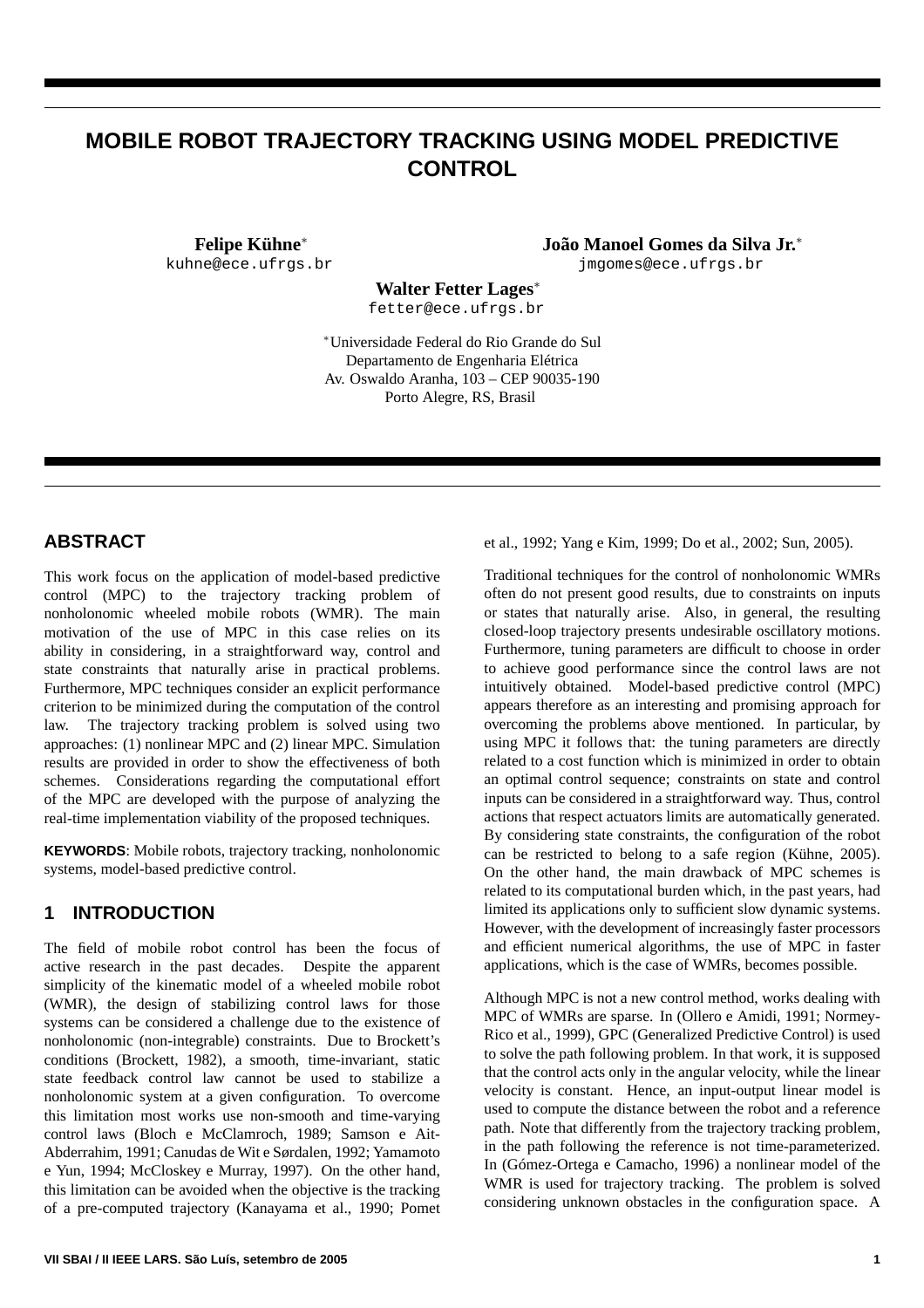# MOBILE ROBOT TRAJECTORY TRACKING USING MODEL PREDICTIVE CONTROL

**Felipe Kühne**[*]
kuhne@ece.ufrgs.br

**João Manoel Gomes da Silva Jr.**[*]
jmgomes@ece.ufrgs.br

**Walter Fetter Lages**[*]
fetter@ece.ufrgs.br

[*]Universidade Federal do Rio Grande do Sul
Departamento de Engenharia Elétrica
Av. Oswaldo Aranha, 103 – CEP 90035-190
Porto Alegre, RS, Brasil

## ABSTRACT

This work focus on the application of model-based predictive control (MPC) to the trajectory tracking problem of nonholonomic wheeled mobile robots (WMR). The main motivation of the use of MPC in this case relies on its ability in considering, in a straightforward way, control and state constraints that naturally arise in practical problems. Furthermore, MPC techniques consider an explicit performance criterion to be minimized during the computation of the control law. The trajectory tracking problem is solved using two approaches: (1) nonlinear MPC and (2) linear MPC. Simulation results are provided in order to show the effectiveness of both schemes. Considerations regarding the computational effort of the MPC are developed with the purpose of analyzing the real-time implementation viability of the proposed techniques.

**KEYWORDS**: Mobile robots, trajectory tracking, nonholonomic systems, model-based predictive control.

## 1 INTRODUCTION

The field of mobile robot control has been the focus of active research in the past decades. Despite the apparent simplicity of the kinematic model of a wheeled mobile robot (WMR), the design of stabilizing control laws for those systems can be considered a challenge due to the existence of nonholonomic (non-integrable) constraints. Due to Brockett's conditions (Brockett, 1982), a smooth, time-invariant, static state feedback control law cannot be used to stabilize a nonholonomic system at a given configuration. To overcome this limitation most works use non-smooth and time-varying control laws (Bloch e McClamroch, 1989; Samson e Ait-Abderrahim, 1991; Canudas de Wit e Sørdalen, 1992; Yamamoto e Yun, 1994; McCloskey e Murray, 1997). On the other hand, this limitation can be avoided when the objective is the tracking of a pre-computed trajectory (Kanayama et al., 1990; Pomet et al., 1992; Yang e Kim, 1999; Do et al., 2002; Sun, 2005).

Traditional techniques for the control of nonholonomic WMRs often do not present good results, due to constraints on inputs or states that naturally arise. Also, in general, the resulting closed-loop trajectory presents undesirable oscillatory motions. Furthermore, tuning parameters are difficult to choose in order to achieve good performance since the control laws are not intuitively obtained. Model-based predictive control (MPC) appears therefore as an interesting and promising approach for overcoming the problems above mentioned. In particular, by using MPC it follows that: the tuning parameters are directly related to a cost function which is minimized in order to obtain an optimal control sequence; constraints on state and control inputs can be considered in a straightforward way. Thus, control actions that respect actuators limits are automatically generated. By considering state constraints, the configuration of the robot can be restricted to belong to a safe region (Kühne, 2005). On the other hand, the main drawback of MPC schemes is related to its computational burden which, in the past years, had limited its applications only to sufficient slow dynamic systems. However, with the development of increasingly faster processors and efficient numerical algorithms, the use of MPC in faster applications, which is the case of WMRs, becomes possible.

Although MPC is not a new control method, works dealing with MPC of WMRs are sparse. In (Ollero e Amidi, 1991; Normey-Rico et al., 1999), GPC (Generalized Predictive Control) is used to solve the path following problem. In that work, it is supposed that the control acts only in the angular velocity, while the linear velocity is constant. Hence, an input-output linear model is used to compute the distance between the robot and a reference path. Note that differently from the trajectory tracking problem, in the path following the reference is not time-parameterized. In (Gómez-Ortega e Camacho, 1996) a nonlinear model of the WMR is used for trajectory tracking. The problem is solved considering unknown obstacles in the configuration space. A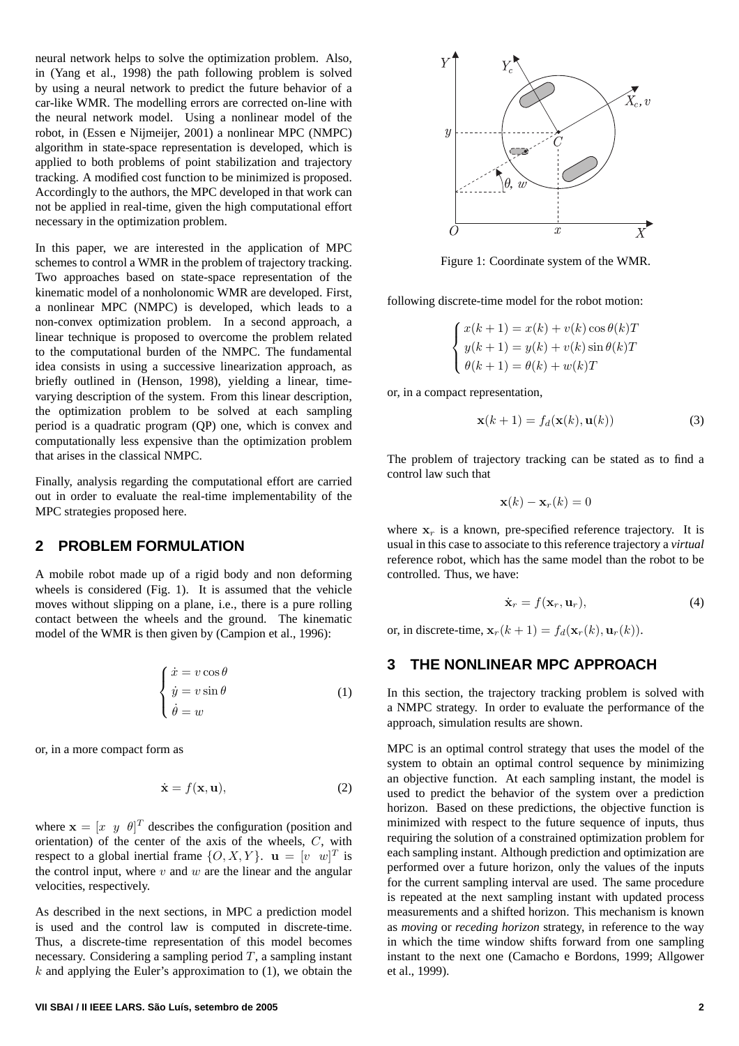neural network helps to solve the optimization problem. Also, in (Yang et al., 1998) the path following problem is solved by using a neural network to predict the future behavior of a car-like WMR. The modelling errors are corrected on-line with the neural network model. Using a nonlinear model of the robot, in (Essen e Nijmeijer, 2001) a nonlinear MPC (NMPC) algorithm in state-space representation is developed, which is applied to both problems of point stabilization and trajectory tracking. A modified cost function to be minimized is proposed. Accordingly to the authors, the MPC developed in that work can not be applied in real-time, given the high computational effort necessary in the optimization problem.

In this paper, we are interested in the application of MPC schemes to control a WMR in the problem of trajectory tracking. Two approaches based on state-space representation of the kinematic model of a nonholonomic WMR are developed. First, a nonlinear MPC (NMPC) is developed, which leads to a non-convex optimization problem. In a second approach, a linear technique is proposed to overcome the problem related to the computational burden of the NMPC. The fundamental idea consists in using a successive linearization approach, as briefly outlined in (Henson, 1998), yielding a linear, time-varying description of the system. From this linear description, the optimization problem to be solved at each sampling period is a quadratic program (QP) one, which is convex and computationally less expensive than the optimization problem that arises in the classical NMPC.

Finally, analysis regarding the computational effort are carried out in order to evaluate the real-time implementability of the MPC strategies proposed here.

## 2 PROBLEM FORMULATION

A mobile robot made up of a rigid body and non deforming wheels is considered (Fig. 1). It is assumed that the vehicle moves without slipping on a plane, i.e., there is a pure rolling contact between the wheels and the ground. The kinematic model of the WMR is then given by (Campion et al., 1996):

$$\begin{cases} \dot{x} = v\cos\theta \\ \dot{y} = v\sin\theta \\ \dot{\theta} = w \end{cases} \tag{1}$$

or, in a more compact form as

$$\dot{\mathbf{x}} = f(\mathbf{x}, \mathbf{u}), \tag{2}$$

where $\mathbf{x} = [x \;\; y \;\; \theta]^T$ describes the configuration (position and orientation) of the center of the axis of the wheels, $C$, with respect to a global inertial frame $\{O, X, Y\}$. $\mathbf{u} = [v \;\; w]^T$ is the control input, where $v$ and $w$ are the linear and the angular velocities, respectively.

As described in the next sections, in MPC a prediction model is used and the control law is computed in discrete-time. Thus, a discrete-time representation of this model becomes necessary. Considering a sampling period $T$, a sampling instant $k$ and applying the Euler's approximation to (1), we obtain the following discrete-time model for the robot motion:

Figure 1: Coordinate system of the WMR.

$$\begin{cases} x(k+1) = x(k) + v(k)\cos\theta(k)T \\ y(k+1) = y(k) + v(k)\sin\theta(k)T \\ \theta(k+1) = \theta(k) + w(k)T \end{cases}$$

or, in a compact representation,

$$\mathbf{x}(k+1) = f_d(\mathbf{x}(k), \mathbf{u}(k)) \tag{3}$$

The problem of trajectory tracking can be stated as to find a control law such that

$$\mathbf{x}(k) - \mathbf{x}_r(k) = 0$$

where $\mathbf{x}_r$ is a known, pre-specified reference trajectory. It is usual in this case to associate to this reference trajectory a *virtual* reference robot, which has the same model than the robot to be controlled. Thus, we have:

$$\dot{\mathbf{x}}_r = f(\mathbf{x}_r, \mathbf{u}_r), \tag{4}$$

or, in discrete-time, $\mathbf{x}_r(k+1) = f_d(\mathbf{x}_r(k), \mathbf{u}_r(k))$.

## 3 THE NONLINEAR MPC APPROACH

In this section, the trajectory tracking problem is solved with a NMPC strategy. In order to evaluate the performance of the approach, simulation results are shown.

MPC is an optimal control strategy that uses the model of the system to obtain an optimal control sequence by minimizing an objective function. At each sampling instant, the model is used to predict the behavior of the system over a prediction horizon. Based on these predictions, the objective function is minimized with respect to the future sequence of inputs, thus requiring the solution of a constrained optimization problem for each sampling instant. Although prediction and optimization are performed over a future horizon, only the values of the inputs for the current sampling interval are used. The same procedure is repeated at the next sampling instant with updated process measurements and a shifted horizon. This mechanism is known as *moving* or *receding horizon* strategy, in reference to the way in which the time window shifts forward from one sampling instant to the next one (Camacho e Bordons, 1999; Allgower et al., 1999).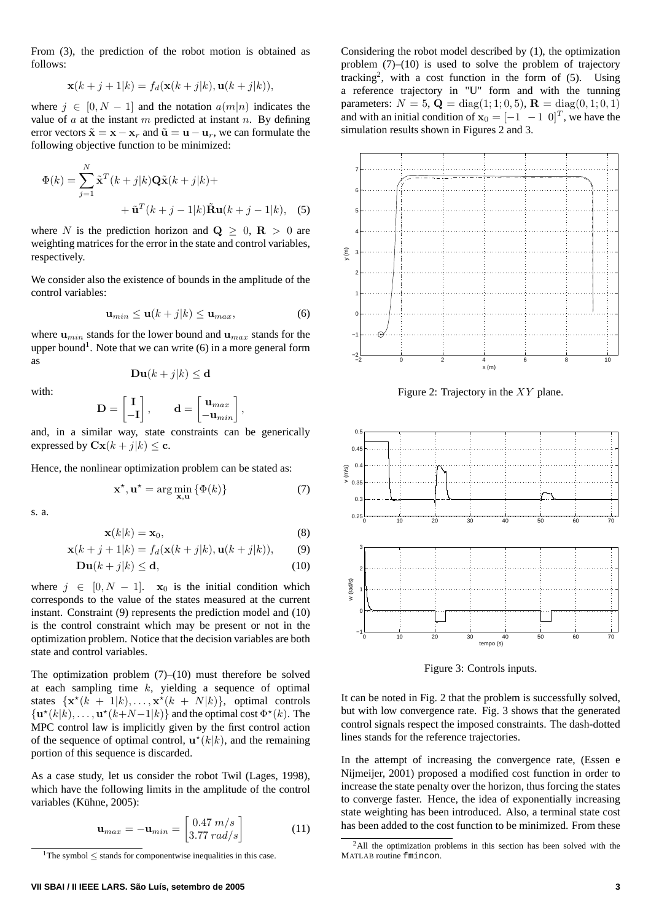From (3), the prediction of the robot motion is obtained as follows:

$$\mathbf{x}(k+j+1|k) = f_d(\mathbf{x}(k+j|k), \mathbf{u}(k+j|k)),$$

where $j \in [0, N-1]$ and the notation $a(m|n)$ indicates the value of $a$ at the instant $m$ predicted at instant $n$. By defining error vectors $\tilde{\mathbf{x}} = \mathbf{x} - \mathbf{x}_r$ and $\tilde{\mathbf{u}} = \mathbf{u} - \mathbf{u}_r$, we can formulate the following objective function to be minimized:

$$\Phi(k) = \sum_{j=1}^{N} \tilde{\mathbf{x}}^T(k+j|k)\mathbf{Q}\tilde{\mathbf{x}}(k+j|k) + \\ + \tilde{\mathbf{u}}^T(k+j-1|k)\tilde{\mathbf{R}}\mathbf{u}(k+j-1|k), \quad (5)$$

where $N$ is the prediction horizon and $\mathbf{Q} \geq 0$, $\mathbf{R} > 0$ are weighting matrices for the error in the state and control variables, respectively.

We consider also the existence of bounds in the amplitude of the control variables:

$$\mathbf{u}_{min} \leq \mathbf{u}(k+j|k) \leq \mathbf{u}_{max}, \quad (6)$$

where $\mathbf{u}_{min}$ stands for the lower bound and $\mathbf{u}_{max}$ stands for the upper bound[1]. Note that we can write (6) in a more general form as

$$\mathbf{D}\mathbf{u}(k+j|k) \leq \mathbf{d}$$

with:

$$\mathbf{D} = \begin{bmatrix} \mathbf{I} \\ -\mathbf{I} \end{bmatrix}, \qquad \mathbf{d} = \begin{bmatrix} \mathbf{u}_{max} \\ -\mathbf{u}_{min} \end{bmatrix},$$

and, in a similar way, state constraints can be generically expressed by $\mathbf{C}\mathbf{x}(k+j|k) \leq \mathbf{c}$.

Hence, the nonlinear optimization problem can be stated as:

$$\mathbf{x}^\star, \mathbf{u}^\star = \arg\min_{\mathbf{x},\mathbf{u}} \{\Phi(k)\} \quad (7)$$

s. a.

$$\mathbf{x}(k|k) = \mathbf{x}_0, \quad (8)$$

$$\mathbf{x}(k+j+1|k) = f_d(\mathbf{x}(k+j|k), \mathbf{u}(k+j|k)), \quad (9)$$

$$\mathbf{D}\mathbf{u}(k+j|k) \leq \mathbf{d}, \quad (10)$$

where $j \in [0, N-1]$. $\mathbf{x}_0$ is the initial condition which corresponds to the value of the states measured at the current instant. Constraint (9) represents the prediction model and (10) is the control constraint which may be present or not in the optimization problem. Notice that the decision variables are both state and control variables.

The optimization problem (7)–(10) must therefore be solved at each sampling time $k$, yielding a sequence of optimal states $\{\mathbf{x}^\star(k+1|k), \ldots, \mathbf{x}^\star(k+N|k)\}$, optimal controls $\{\mathbf{u}^\star(k|k), \ldots, \mathbf{u}^\star(k+N-1|k)\}$ and the optimal cost $\Phi^\star(k)$. The MPC control law is implicitly given by the first control action of the sequence of optimal control, $\mathbf{u}^\star(k|k)$, and the remaining portion of this sequence is discarded.

As a case study, let us consider the robot Twil (Lages, 1998), which have the following limits in the amplitude of the control variables (Kühne, 2005):

$$\mathbf{u}_{max} = -\mathbf{u}_{min} = \begin{bmatrix} 0.47\ m/s \\ 3.77\ rad/s \end{bmatrix} \quad (11)$$

[1]The symbol $\leq$ stands for componentwise inequalities in this case.

Considering the robot model described by (1), the optimization problem (7)–(10) is used to solve the problem of trajectory tracking[2], with a cost function in the form of (5). Using a reference trajectory in "U" form and with the tunning parameters: $N = 5$, $\mathbf{Q} = \mathrm{diag}(1; 1; 0,5)$, $\mathbf{R} = \mathrm{diag}(0, 1; 0, 1)$ and with an initial condition of $\mathbf{x}_0 = [-1\ \ -1\ \ 0]^T$, we have the simulation results shown in Figures 2 and 3.

Figure 2: Trajectory in the $XY$ plane.

Figure 3: Controls inputs.

It can be noted in Fig. 2 that the problem is successfully solved, but with low convergence rate. Fig. 3 shows that the generated control signals respect the imposed constraints. The dash-dotted lines stands for the reference trajectories.

In the attempt of increasing the convergence rate, (Essen e Nijmeijer, 2001) proposed a modified cost function in order to increase the state penalty over the horizon, thus forcing the states to converge faster. Hence, the idea of exponentially increasing state weighting has been introduced. Also, a terminal state cost has been added to the cost function to be minimized. From these

[2]All the optimization problems in this section has been solved with the MATLAB routine `fmincon`.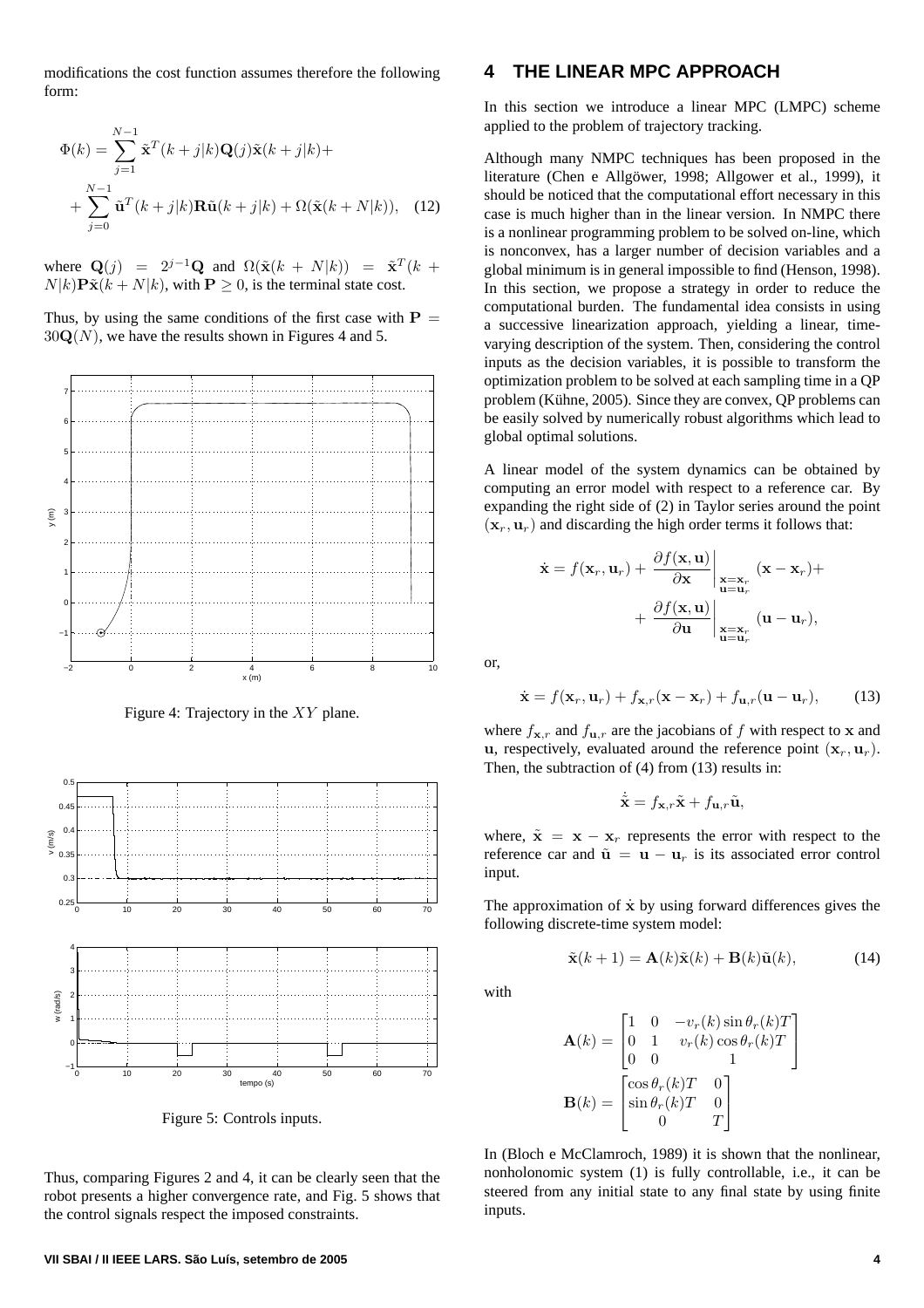modifications the cost function assumes therefore the following form:

$$\Phi(k) = \sum_{j=1}^{N-1} \tilde{\mathbf{x}}^T(k+j|k)\mathbf{Q}(j)\tilde{\mathbf{x}}(k+j|k) + \\ + \sum_{j=0}^{N-1} \tilde{\mathbf{u}}^T(k+j|k)\mathbf{R}\tilde{\mathbf{u}}(k+j|k) + \Omega(\tilde{\mathbf{x}}(k+N|k)), \quad (12)$$

where $\mathbf{Q}(j) = 2^{j-1}\mathbf{Q}$ and $\Omega(\tilde{\mathbf{x}}(k+N|k)) = \tilde{\mathbf{x}}^T(k+N|k)\mathbf{P}\tilde{\mathbf{x}}(k+N|k)$, with $\mathbf{P} \geq 0$, is the terminal state cost.

Thus, by using the same conditions of the first case with $\mathbf{P} = 30\mathbf{Q}(N)$, we have the results shown in Figures 4 and 5.

Figure 4: Trajectory in the $XY$ plane.

Figure 5: Controls inputs.

Thus, comparing Figures 2 and 4, it can be clearly seen that the robot presents a higher convergence rate, and Fig. 5 shows that the control signals respect the imposed constraints.

## 4 THE LINEAR MPC APPROACH

In this section we introduce a linear MPC (LMPC) scheme applied to the problem of trajectory tracking.

Although many NMPC techniques has been proposed in the literature (Chen e Allgöwer, 1998; Allgower et al., 1999), it should be noticed that the computational effort necessary in this case is much higher than in the linear version. In NMPC there is a nonlinear programming problem to be solved on-line, which is nonconvex, has a larger number of decision variables and a global minimum is in general impossible to find (Henson, 1998). In this section, we propose a strategy in order to reduce the computational burden. The fundamental idea consists in using a successive linearization approach, yielding a linear, time-varying description of the system. Then, considering the control inputs as the decision variables, it is possible to transform the optimization problem to be solved at each sampling time in a QP problem (Kühne, 2005). Since they are convex, QP problems can be easily solved by numerically robust algorithms which lead to global optimal solutions.

A linear model of the system dynamics can be obtained by computing an error model with respect to a reference car. By expanding the right side of (2) in Taylor series around the point $(\mathbf{x}_r, \mathbf{u}_r)$ and discarding the high order terms it follows that:

$$\dot{\mathbf{x}} = f(\mathbf{x}_r, \mathbf{u}_r) + \left.\frac{\partial f(\mathbf{x}, \mathbf{u})}{\partial \mathbf{x}}\right|_{\substack{\mathbf{x}=\mathbf{x}_r \\ \mathbf{u}=\mathbf{u}_r}} (\mathbf{x} - \mathbf{x}_r) + \\ + \left.\frac{\partial f(\mathbf{x}, \mathbf{u})}{\partial \mathbf{u}}\right|_{\substack{\mathbf{x}=\mathbf{x}_r \\ \mathbf{u}=\mathbf{u}_r}} (\mathbf{u} - \mathbf{u}_r),$$

or,

$$\dot{\mathbf{x}} = f(\mathbf{x}_r, \mathbf{u}_r) + f_{\mathbf{x},r}(\mathbf{x} - \mathbf{x}_r) + f_{\mathbf{u},r}(\mathbf{u} - \mathbf{u}_r), \quad (13)$$

where $f_{\mathbf{x},r}$ and $f_{\mathbf{u},r}$ are the jacobians of $f$ with respect to $\mathbf{x}$ and $\mathbf{u}$, respectively, evaluated around the reference point $(\mathbf{x}_r, \mathbf{u}_r)$. Then, the subtraction of (4) from (13) results in:

$$\dot{\tilde{\mathbf{x}}} = f_{\mathbf{x},r}\tilde{\mathbf{x}} + f_{\mathbf{u},r}\tilde{\mathbf{u}},$$

where, $\tilde{\mathbf{x}} = \mathbf{x} - \mathbf{x}_r$ represents the error with respect to the reference car and $\tilde{\mathbf{u}} = \mathbf{u} - \mathbf{u}_r$ is its associated error control input.

The approximation of $\dot{\mathbf{x}}$ by using forward differences gives the following discrete-time system model:

$$\tilde{\mathbf{x}}(k+1) = \mathbf{A}(k)\tilde{\mathbf{x}}(k) + \mathbf{B}(k)\tilde{\mathbf{u}}(k), \quad (14)$$

with

$$\mathbf{A}(k) = \begin{bmatrix} 1 & 0 & -v_r(k)\sin\theta_r(k)T \\ 0 & 1 & v_r(k)\cos\theta_r(k)T \\ 0 & 0 & 1 \end{bmatrix}$$

$$\mathbf{B}(k) = \begin{bmatrix} \cos\theta_r(k)T & 0 \\ \sin\theta_r(k)T & 0 \\ 0 & T \end{bmatrix}$$

In (Bloch e McClamroch, 1989) it is shown that the nonlinear, nonholonomic system (1) is fully controllable, i.e., it can be steered from any initial state to any final state by using finite inputs.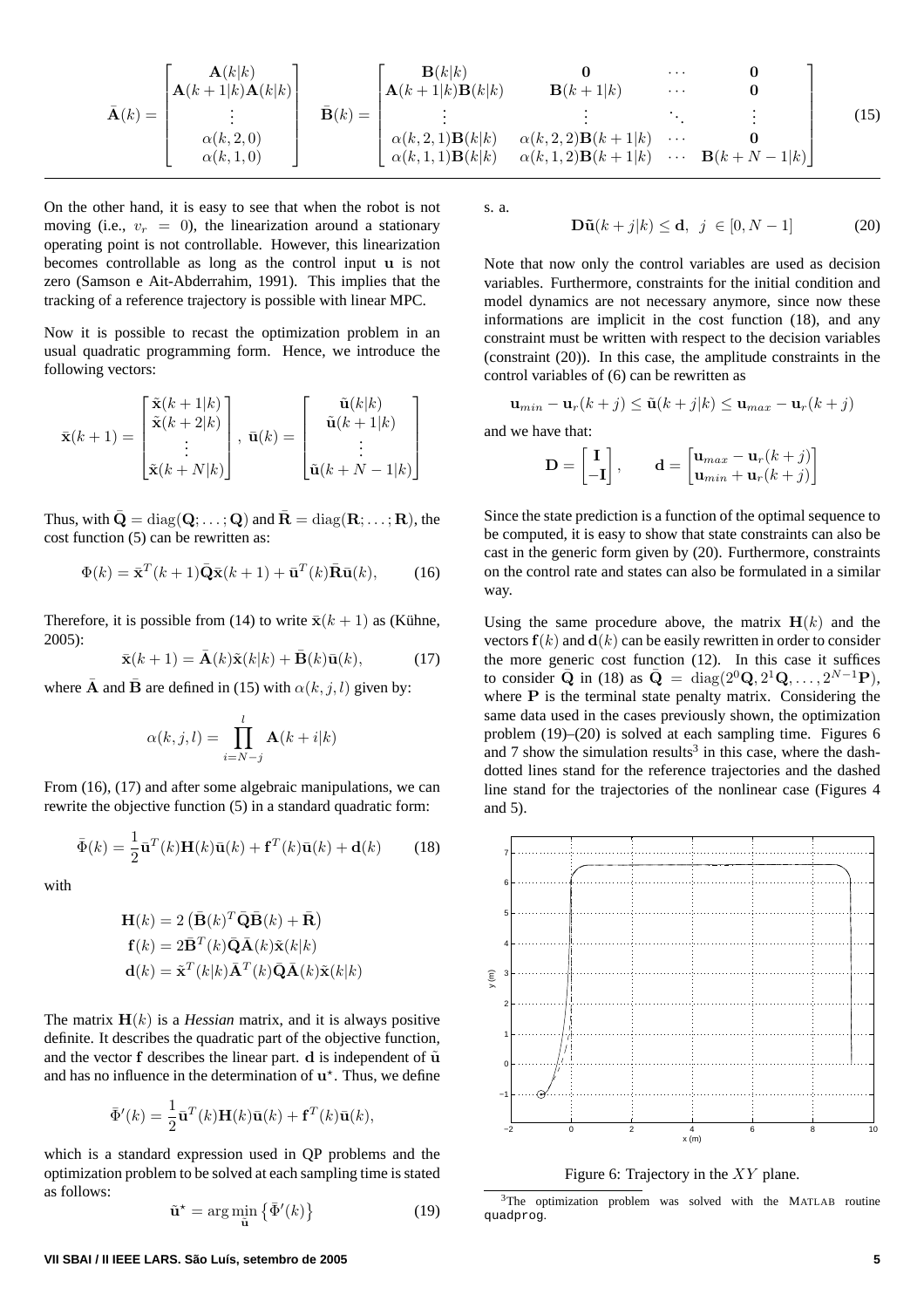$$
\bar{\mathbf{A}}(k) = \begin{bmatrix} \mathbf{A}(k|k) \\ \mathbf{A}(k+1|k)\mathbf{A}(k|k) \\ \vdots \\ \alpha(k,2,0) \\ \alpha(k,1,0) \end{bmatrix} \quad \bar{\mathbf{B}}(k) = \begin{bmatrix} \mathbf{B}(k|k) & \mathbf{0} & \cdots & \mathbf{0} \\ \mathbf{A}(k+1|k)\mathbf{B}(k|k) & \mathbf{B}(k+1|k) & \cdots & \mathbf{0} \\ \vdots & \vdots & \ddots & \vdots \\ \alpha(k,2,1)\mathbf{B}(k|k) & \alpha(k,2,2)\mathbf{B}(k+1|k) & \cdots & \mathbf{0} \\ \alpha(k,1,1)\mathbf{B}(k|k) & \alpha(k,1,2)\mathbf{B}(k+1|k) & \cdots & \mathbf{B}(k+N-1|k) \end{bmatrix} \tag{15}
$$

On the other hand, it is easy to see that when the robot is not moving (i.e., $v_r = 0$), the linearization around a stationary operating point is not controllable. However, this linearization becomes controllable as long as the control input $\mathbf{u}$ is not zero (Samson e Ait-Abderrahim, 1991). This implies that the tracking of a reference trajectory is possible with linear MPC.

Now it is possible to recast the optimization problem in an usual quadratic programming form. Hence, we introduce the following vectors:

$$
\bar{\mathbf{x}}(k+1) = \begin{bmatrix} \tilde{\mathbf{x}}(k+1|k) \\ \tilde{\mathbf{x}}(k+2|k) \\ \vdots \\ \tilde{\mathbf{x}}(k+N|k) \end{bmatrix}, \ \bar{\mathbf{u}}(k) = \begin{bmatrix} \tilde{\mathbf{u}}(k|k) \\ \tilde{\mathbf{u}}(k+1|k) \\ \vdots \\ \tilde{\mathbf{u}}(k+N-1|k) \end{bmatrix}
$$

Thus, with $\bar{\mathbf{Q}} = \mathrm{diag}(\mathbf{Q}; \ldots; \mathbf{Q})$ and $\bar{\mathbf{R}} = \mathrm{diag}(\mathbf{R}; \ldots; \mathbf{R})$, the cost function (5) can be rewritten as:

$$
\Phi(k) = \bar{\mathbf{x}}^T(k+1)\bar{\mathbf{Q}}\bar{\mathbf{x}}(k+1) + \bar{\mathbf{u}}^T(k)\bar{\mathbf{R}}\bar{\mathbf{u}}(k), \tag{16}
$$

Therefore, it is possible from (14) to write $\bar{\mathbf{x}}(k+1)$ as (Kühne, 2005):

$$
\bar{\mathbf{x}}(k+1) = \bar{\mathbf{A}}(k)\tilde{\mathbf{x}}(k|k) + \bar{\mathbf{B}}(k)\bar{\mathbf{u}}(k), \tag{17}
$$

where $\bar{\mathbf{A}}$ and $\bar{\mathbf{B}}$ are defined in (15) with $\alpha(k,j,l)$ given by:

$$
\alpha(k,j,l) = \prod_{i=N-j}^{l} \mathbf{A}(k+i|k)
$$

From (16), (17) and after some algebraic manipulations, we can rewrite the objective function (5) in a standard quadratic form:

$$
\bar{\Phi}(k) = \frac{1}{2}\bar{\mathbf{u}}^T(k)\mathbf{H}(k)\bar{\mathbf{u}}(k) + \mathbf{f}^T(k)\bar{\mathbf{u}}(k) + \mathbf{d}(k) \tag{18}
$$

with

$$
\begin{aligned}
\mathbf{H}(k) &= 2\left(\bar{\mathbf{B}}(k)^T\bar{\mathbf{Q}}\bar{\mathbf{B}}(k) + \bar{\mathbf{R}}\right) \\
\mathbf{f}(k) &= 2\bar{\mathbf{B}}^T(k)\bar{\mathbf{Q}}\bar{\mathbf{A}}(k)\tilde{\mathbf{x}}(k|k) \\
\mathbf{d}(k) &= \tilde{\mathbf{x}}^T(k|k)\bar{\mathbf{A}}^T(k)\bar{\mathbf{Q}}\bar{\mathbf{A}}(k)\tilde{\mathbf{x}}(k|k)
\end{aligned}
$$

The matrix $\mathbf{H}(k)$ is a *Hessian* matrix, and it is always positive definite. It describes the quadratic part of the objective function, and the vector $\mathbf{f}$ describes the linear part. $\mathbf{d}$ is independent of $\tilde{\mathbf{u}}$ and has no influence in the determination of $\mathbf{u}^\star$. Thus, we define

$$
\bar{\Phi}'(k) = \frac{1}{2}\bar{\mathbf{u}}^T(k)\mathbf{H}(k)\bar{\mathbf{u}}(k) + \mathbf{f}^T(k)\bar{\mathbf{u}}(k),
$$

which is a standard expression used in QP problems and the optimization problem to be solved at each sampling time is stated as follows:

$$
\tilde{\mathbf{u}}^\star = \arg\min_{\tilde{\mathbf{u}}} \left\{\bar{\Phi}'(k)\right\} \tag{19}
$$

s. a.

$$
\mathbf{D}\tilde{\mathbf{u}}(k+j|k) \leq \mathbf{d}, \ \ j \in [0, N-1] \tag{20}
$$

Note that now only the control variables are used as decision variables. Furthermore, constraints for the initial condition and model dynamics are not necessary anymore, since now these informations are implicit in the cost function (18), and any constraint must be written with respect to the decision variables (constraint (20)). In this case, the amplitude constraints in the control variables of (6) can be rewritten as

$$
\mathbf{u}_{min} - \mathbf{u}_r(k+j) \leq \tilde{\mathbf{u}}(k+j|k) \leq \mathbf{u}_{max} - \mathbf{u}_r(k+j)
$$

and we have that:

$$
\mathbf{D} = \begin{bmatrix} \mathbf{I} \\ -\mathbf{I} \end{bmatrix}, \qquad \mathbf{d} = \begin{bmatrix} \mathbf{u}_{max} - \mathbf{u}_r(k+j) \\ \mathbf{u}_{min} + \mathbf{u}_r(k+j) \end{bmatrix}
$$

Since the state prediction is a function of the optimal sequence to be computed, it is easy to show that state constraints can also be cast in the generic form given by (20). Furthermore, constraints on the control rate and states can also be formulated in a similar way.

Using the same procedure above, the matrix $\mathbf{H}(k)$ and the vectors $\mathbf{f}(k)$ and $\mathbf{d}(k)$ can be easily rewritten in order to consider the more generic cost function (12). In this case it suffices to consider $\bar{\mathbf{Q}}$ in (18) as $\bar{\mathbf{Q}} = \mathrm{diag}(2^0\mathbf{Q}, 2^1\mathbf{Q}, \ldots, 2^{N-1}\mathbf{P})$, where $\mathbf{P}$ is the terminal state penalty matrix. Considering the same data used in the cases previously shown, the optimization problem (19)–(20) is solved at each sampling time. Figures 6 and 7 show the simulation results[3] in this case, where the dash-dotted lines stand for the reference trajectories and the dashed line stand for the trajectories of the nonlinear case (Figures 4 and 5).

Figure 6: Trajectory in the $XY$ plane.

[3] The optimization problem was solved with the MATLAB routine `quadprog`.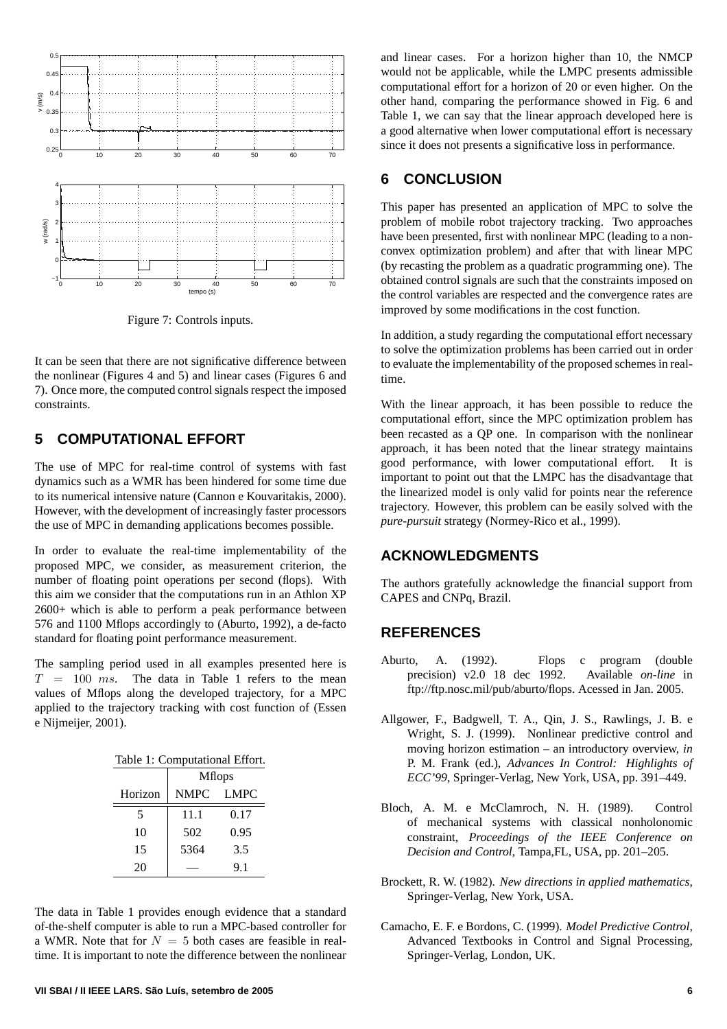Figure 7: Controls inputs.

It can be seen that there are not significative difference between the nonlinear (Figures 4 and 5) and linear cases (Figures 6 and 7). Once more, the computed control signals respect the imposed constraints.

## 5 COMPUTATIONAL EFFORT

The use of MPC for real-time control of systems with fast dynamics such as a WMR has been hindered for some time due to its numerical intensive nature (Cannon e Kouvaritakis, 2000). However, with the development of increasingly faster processors the use of MPC in demanding applications becomes possible.

In order to evaluate the real-time implementability of the proposed MPC, we consider, as measurement criterion, the number of floating point operations per second (flops). With this aim we consider that the computations run in an Athlon XP 2600+ which is able to perform a peak performance between 576 and 1100 Mflops accordingly to (Aburto, 1992), a de-facto standard for floating point performance measurement.

The sampling period used in all examples presented here is $T = 100\ ms$. The data in Table 1 refers to the mean values of Mflops along the developed trajectory, for a MPC applied to the trajectory tracking with cost function of (Essen e Nijmeijer, 2001).

Table 1: Computational Effort.

| | Mflops | |
|---|---|---|
| Horizon | NMPC | LMPC |
| 5 | 11.1 | 0.17 |
| 10 | 502 | 0.95 |
| 15 | 5364 | 3.5 |
| 20 | — | 9.1 |

The data in Table 1 provides enough evidence that a standard of-the-shelf computer is able to run a MPC-based controller for a WMR. Note that for $N = 5$ both cases are feasible in real-time. It is important to note the difference between the nonlinear and linear cases. For a horizon higher than 10, the NMCP would not be applicable, while the LMPC presents admissible computational effort for a horizon of 20 or even higher. On the other hand, comparing the performance showed in Fig. 6 and Table 1, we can say that the linear approach developed here is a good alternative when lower computational effort is necessary since it does not presents a significative loss in performance.

## 6 CONCLUSION

This paper has presented an application of MPC to solve the problem of mobile robot trajectory tracking. Two approaches have been presented, first with nonlinear MPC (leading to a non-convex optimization problem) and after that with linear MPC (by recasting the problem as a quadratic programming one). The obtained control signals are such that the constraints imposed on the control variables are respected and the convergence rates are improved by some modifications in the cost function.

In addition, a study regarding the computational effort necessary to solve the optimization problems has been carried out in order to evaluate the implementability of the proposed schemes in real-time.

With the linear approach, it has been possible to reduce the computational effort, since the MPC optimization problem has been recasted as a QP one. In comparison with the nonlinear approach, it has been noted that the linear strategy maintains good performance, with lower computational effort. It is important to point out that the LMPC has the disadvantage that the linearized model is only valid for points near the reference trajectory. However, this problem can be easily solved with the *pure-pursuit* strategy (Normey-Rico et al., 1999).

## ACKNOWLEDGMENTS

The authors gratefully acknowledge the financial support from CAPES and CNPq, Brazil.

## REFERENCES

Aburto, A. (1992). Flops c program (double precision) v2.0 18 dec 1992. Available *on-line* in ftp://ftp.nosc.mil/pub/aburto/flops. Acessed in Jan. 2005.

Allgower, F., Badgwell, T. A., Qin, J. S., Rawlings, J. B. e Wright, S. J. (1999). Nonlinear predictive control and moving horizon estimation – an introductory overview, *in* P. M. Frank (ed.), *Advances In Control: Highlights of ECC'99*, Springer-Verlag, New York, USA, pp. 391–449.

Bloch, A. M. e McClamroch, N. H. (1989). Control of mechanical systems with classical nonholonomic constraint, *Proceedings of the IEEE Conference on Decision and Control*, Tampa,FL, USA, pp. 201–205.

Brockett, R. W. (1982). *New directions in applied mathematics*, Springer-Verlag, New York, USA.

Camacho, E. F. e Bordons, C. (1999). *Model Predictive Control*, Advanced Textbooks in Control and Signal Processing, Springer-Verlag, London, UK.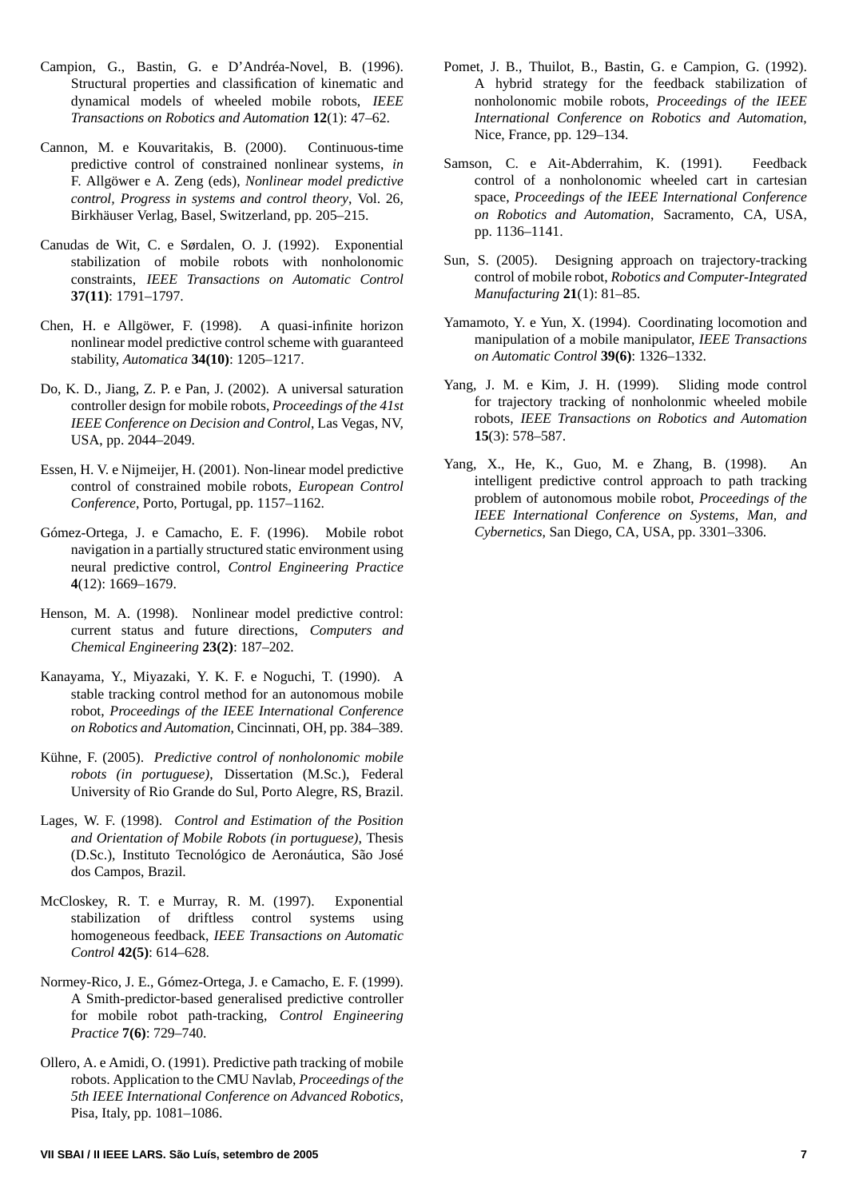Campion, G., Bastin, G. e D'Andréa-Novel, B. (1996). Structural properties and classification of kinematic and dynamical models of wheeled mobile robots, *IEEE Transactions on Robotics and Automation* **12**(1): 47–62.

Cannon, M. e Kouvaritakis, B. (2000). Continuous-time predictive control of constrained nonlinear systems, *in* F. Allgöwer e A. Zeng (eds), *Nonlinear model predictive control, Progress in systems and control theory*, Vol. 26, Birkhäuser Verlag, Basel, Switzerland, pp. 205–215.

Canudas de Wit, C. e Sørdalen, O. J. (1992). Exponential stabilization of mobile robots with nonholonomic constraints, *IEEE Transactions on Automatic Control* **37(11)**: 1791–1797.

Chen, H. e Allgöwer, F. (1998). A quasi-infinite horizon nonlinear model predictive control scheme with guaranteed stability, *Automatica* **34(10)**: 1205–1217.

Do, K. D., Jiang, Z. P. e Pan, J. (2002). A universal saturation controller design for mobile robots, *Proceedings of the 41st IEEE Conference on Decision and Control*, Las Vegas, NV, USA, pp. 2044–2049.

Essen, H. V. e Nijmeijer, H. (2001). Non-linear model predictive control of constrained mobile robots, *European Control Conference*, Porto, Portugal, pp. 1157–1162.

Gómez-Ortega, J. e Camacho, E. F. (1996). Mobile robot navigation in a partially structured static environment using neural predictive control, *Control Engineering Practice* **4**(12): 1669–1679.

Henson, M. A. (1998). Nonlinear model predictive control: current status and future directions, *Computers and Chemical Engineering* **23(2)**: 187–202.

Kanayama, Y., Miyazaki, Y. K. F. e Noguchi, T. (1990). A stable tracking control method for an autonomous mobile robot, *Proceedings of the IEEE International Conference on Robotics and Automation*, Cincinnati, OH, pp. 384–389.

Kühne, F. (2005). *Predictive control of nonholonomic mobile robots (in portuguese)*, Dissertation (M.Sc.), Federal University of Rio Grande do Sul, Porto Alegre, RS, Brazil.

Lages, W. F. (1998). *Control and Estimation of the Position and Orientation of Mobile Robots (in portuguese)*, Thesis (D.Sc.), Instituto Tecnológico de Aeronáutica, São José dos Campos, Brazil.

McCloskey, R. T. e Murray, R. M. (1997). Exponential stabilization of driftless control systems using homogeneous feedback, *IEEE Transactions on Automatic Control* **42(5)**: 614–628.

Normey-Rico, J. E., Gómez-Ortega, J. e Camacho, E. F. (1999). A Smith-predictor-based generalised predictive controller for mobile robot path-tracking, *Control Engineering Practice* **7(6)**: 729–740.

Ollero, A. e Amidi, O. (1991). Predictive path tracking of mobile robots. Application to the CMU Navlab, *Proceedings of the 5th IEEE International Conference on Advanced Robotics*, Pisa, Italy, pp. 1081–1086.

Pomet, J. B., Thuilot, B., Bastin, G. e Campion, G. (1992). A hybrid strategy for the feedback stabilization of nonholonomic mobile robots, *Proceedings of the IEEE International Conference on Robotics and Automation*, Nice, France, pp. 129–134.

Samson, C. e Ait-Abderrahim, K. (1991). Feedback control of a nonholonomic wheeled cart in cartesian space, *Proceedings of the IEEE International Conference on Robotics and Automation*, Sacramento, CA, USA, pp. 1136–1141.

Sun, S. (2005). Designing approach on trajectory-tracking control of mobile robot, *Robotics and Computer-Integrated Manufacturing* **21**(1): 81–85.

Yamamoto, Y. e Yun, X. (1994). Coordinating locomotion and manipulation of a mobile manipulator, *IEEE Transactions on Automatic Control* **39(6)**: 1326–1332.

Yang, J. M. e Kim, J. H. (1999). Sliding mode control for trajectory tracking of nonholonmic wheeled mobile robots, *IEEE Transactions on Robotics and Automation* **15**(3): 578–587.

Yang, X., He, K., Guo, M. e Zhang, B. (1998). An intelligent predictive control approach to path tracking problem of autonomous mobile robot, *Proceedings of the IEEE International Conference on Systems, Man, and Cybernetics*, San Diego, CA, USA, pp. 3301–3306.